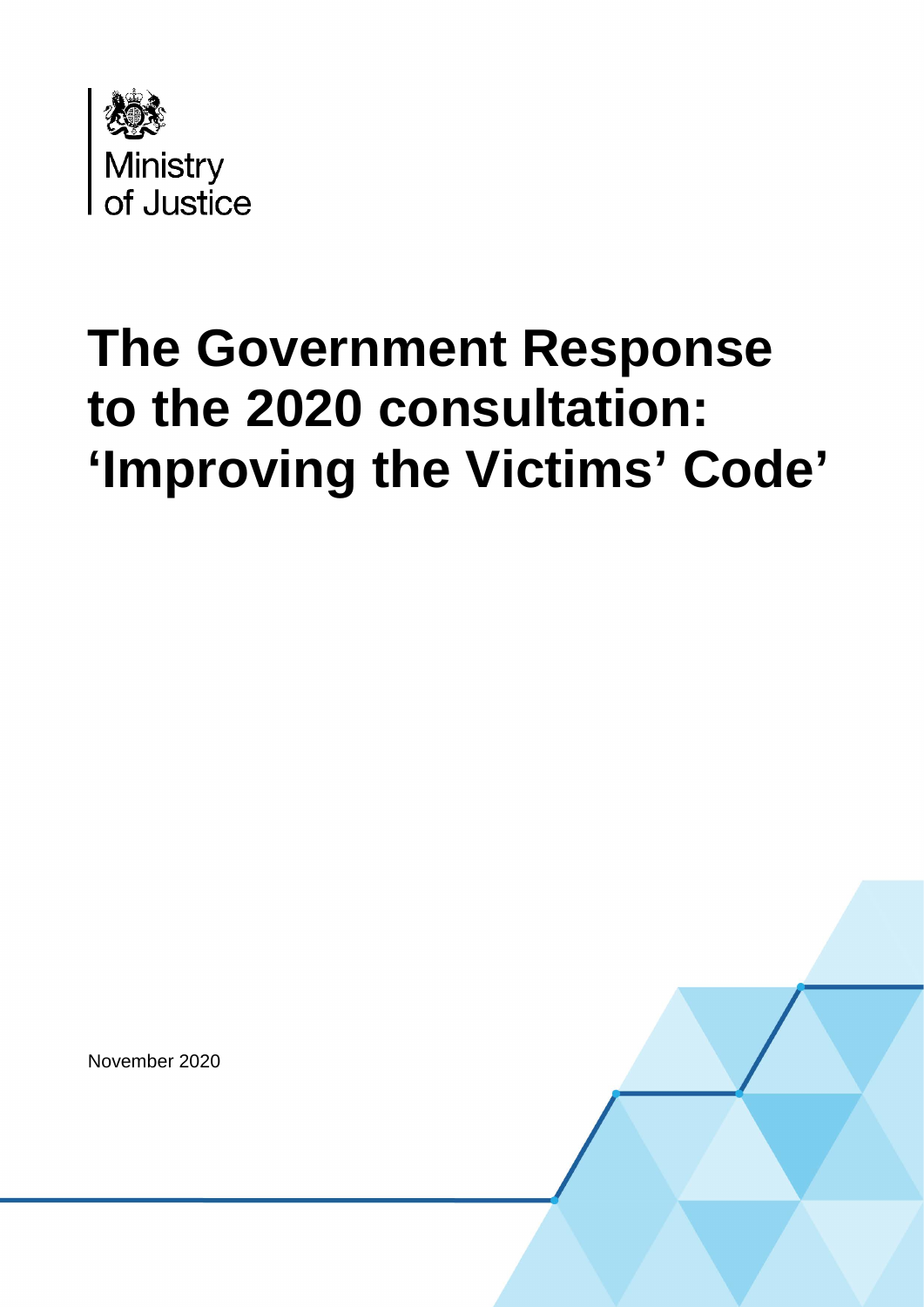Ministry of Justice

# The Government Response to the 2020 consultation: 'Improving the Victims' Code'

November 2020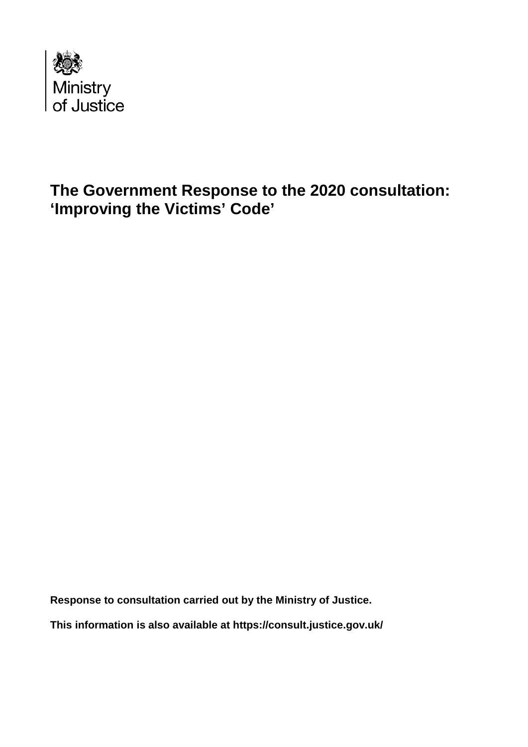Ministry of Justice

# The Government Response to the 2020 consultation: 'Improving the Victims' Code'

**Response to consultation carried out by the Ministry of Justice.**

**This information is also available at https://consult.justice.gov.uk/**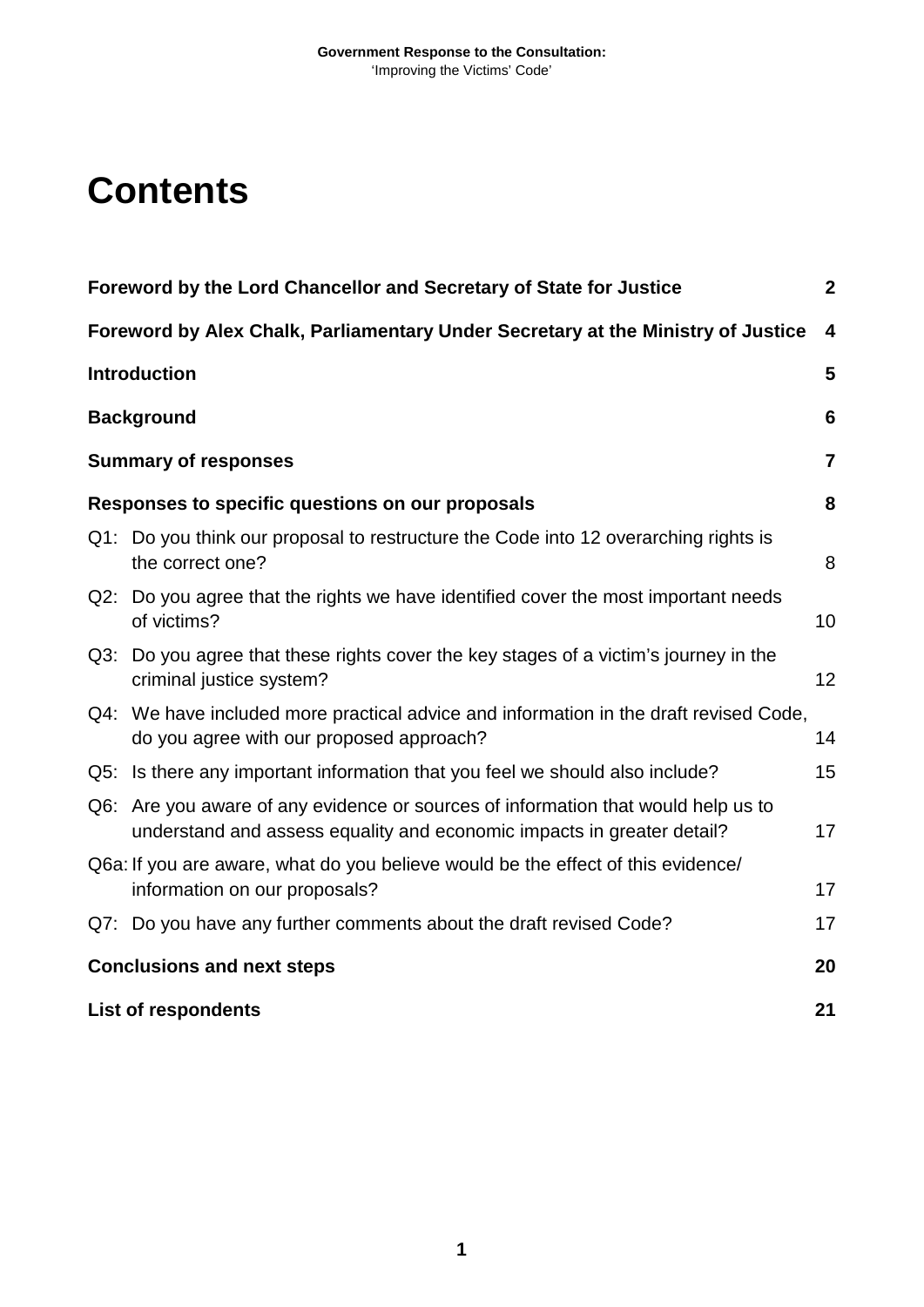# Contents

| | |
|---|---|
| **Foreword by the Lord Chancellor and Secretary of State for Justice** | **2** |
| **Foreword by Alex Chalk, Parliamentary Under Secretary at the Ministry of Justice** | **4** |
| **Introduction** | **5** |
| **Background** | **6** |
| **Summary of responses** | **7** |
| **Responses to specific questions on our proposals** | **8** |
| Q1: Do you think our proposal to restructure the Code into 12 overarching rights is the correct one? | 8 |
| Q2: Do you agree that the rights we have identified cover the most important needs of victims? | 10 |
| Q3: Do you agree that these rights cover the key stages of a victim's journey in the criminal justice system? | 12 |
| Q4: We have included more practical advice and information in the draft revised Code, do you agree with our proposed approach? | 14 |
| Q5: Is there any important information that you feel we should also include? | 15 |
| Q6: Are you aware of any evidence or sources of information that would help us to understand and assess equality and economic impacts in greater detail? | 17 |
| Q6a: If you are aware, what do you believe would be the effect of this evidence/ information on our proposals? | 17 |
| Q7: Do you have any further comments about the draft revised Code? | 17 |
| **Conclusions and next steps** | **20** |
| **List of respondents** | **21** |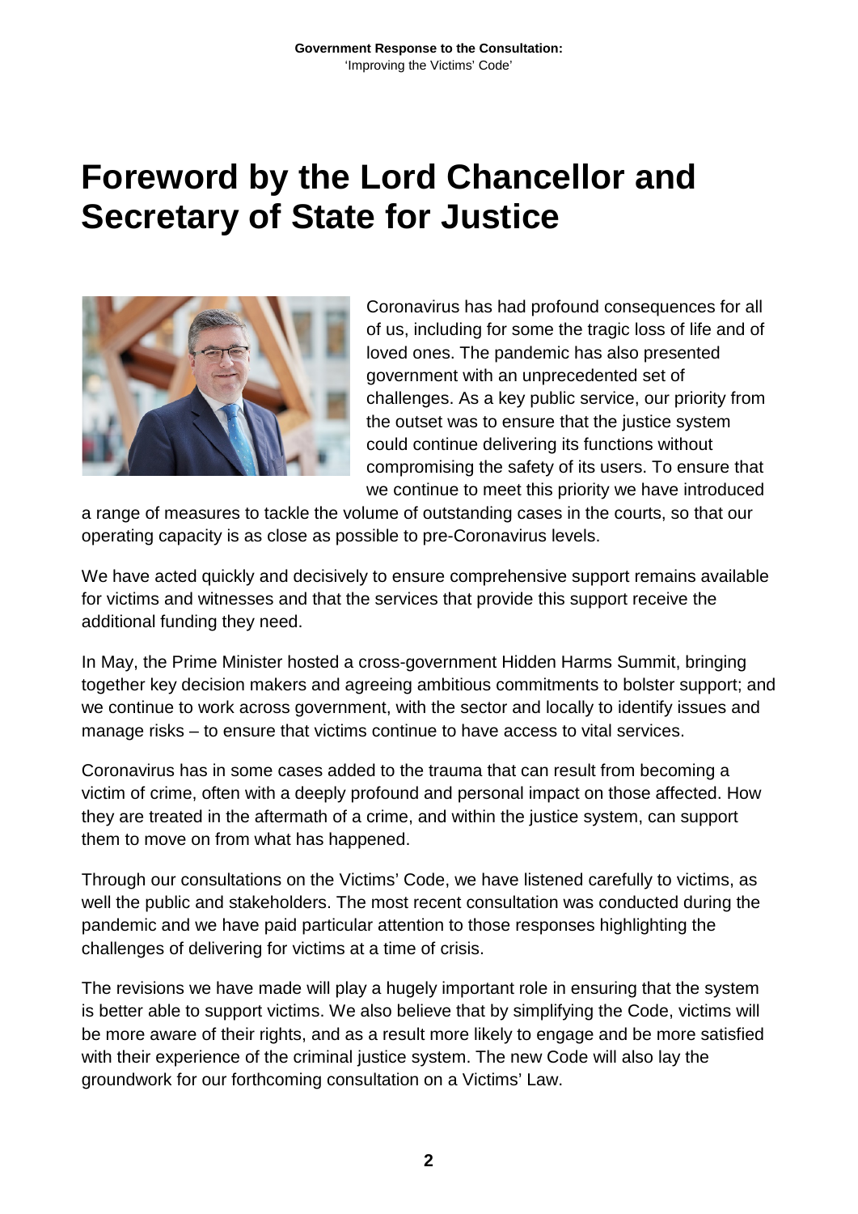# Foreword by the Lord Chancellor and Secretary of State for Justice

Coronavirus has had profound consequences for all of us, including for some the tragic loss of life and of loved ones. The pandemic has also presented government with an unprecedented set of challenges. As a key public service, our priority from the outset was to ensure that the justice system could continue delivering its functions without compromising the safety of its users. To ensure that we continue to meet this priority we have introduced a range of measures to tackle the volume of outstanding cases in the courts, so that our operating capacity is as close as possible to pre-Coronavirus levels.

We have acted quickly and decisively to ensure comprehensive support remains available for victims and witnesses and that the services that provide this support receive the additional funding they need.

In May, the Prime Minister hosted a cross-government Hidden Harms Summit, bringing together key decision makers and agreeing ambitious commitments to bolster support; and we continue to work across government, with the sector and locally to identify issues and manage risks – to ensure that victims continue to have access to vital services.

Coronavirus has in some cases added to the trauma that can result from becoming a victim of crime, often with a deeply profound and personal impact on those affected. How they are treated in the aftermath of a crime, and within the justice system, can support them to move on from what has happened.

Through our consultations on the Victims' Code, we have listened carefully to victims, as well the public and stakeholders. The most recent consultation was conducted during the pandemic and we have paid particular attention to those responses highlighting the challenges of delivering for victims at a time of crisis.

The revisions we have made will play a hugely important role in ensuring that the system is better able to support victims. We also believe that by simplifying the Code, victims will be more aware of their rights, and as a result more likely to engage and be more satisfied with their experience of the criminal justice system. The new Code will also lay the groundwork for our forthcoming consultation on a Victims' Law.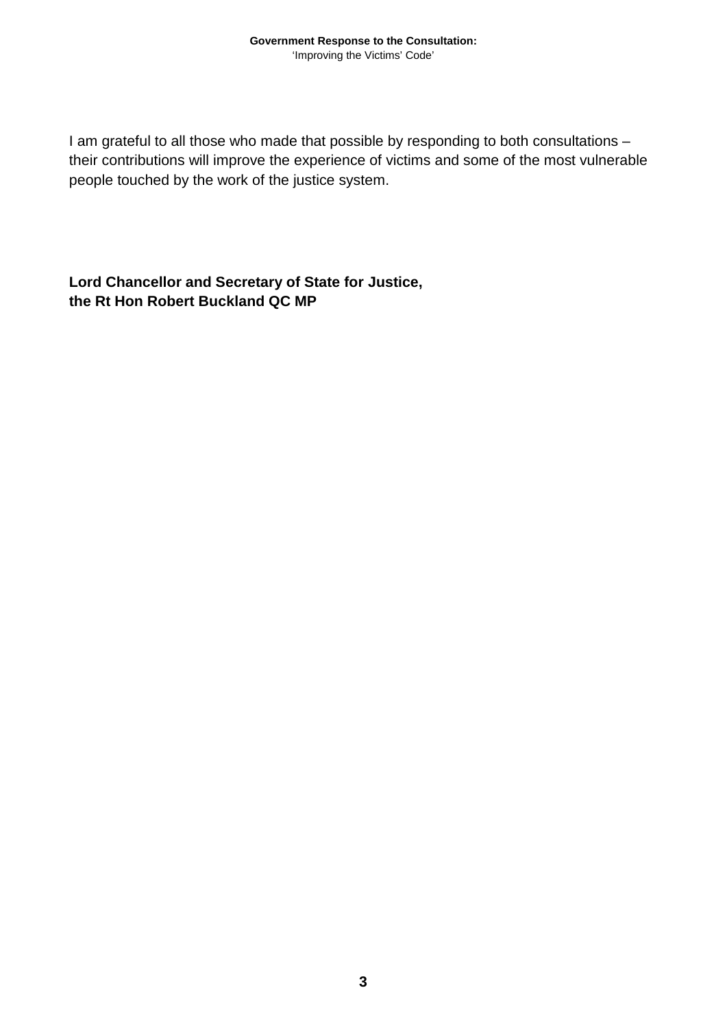I am grateful to all those who made that possible by responding to both consultations – their contributions will improve the experience of victims and some of the most vulnerable people touched by the work of the justice system.

**Lord Chancellor and Secretary of State for Justice,**
**the Rt Hon Robert Buckland QC MP**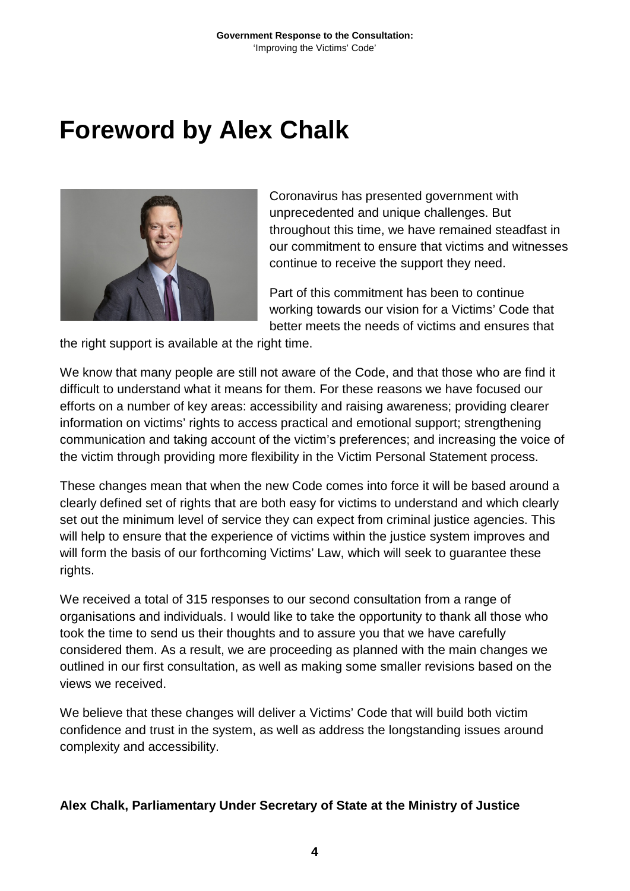# Foreword by Alex Chalk

Coronavirus has presented government with unprecedented and unique challenges. But throughout this time, we have remained steadfast in our commitment to ensure that victims and witnesses continue to receive the support they need.

Part of this commitment has been to continue working towards our vision for a Victims' Code that better meets the needs of victims and ensures that the right support is available at the right time.

We know that many people are still not aware of the Code, and that those who are find it difficult to understand what it means for them. For these reasons we have focused our efforts on a number of key areas: accessibility and raising awareness; providing clearer information on victims' rights to access practical and emotional support; strengthening communication and taking account of the victim's preferences; and increasing the voice of the victim through providing more flexibility in the Victim Personal Statement process.

These changes mean that when the new Code comes into force it will be based around a clearly defined set of rights that are both easy for victims to understand and which clearly set out the minimum level of service they can expect from criminal justice agencies. This will help to ensure that the experience of victims within the justice system improves and will form the basis of our forthcoming Victims' Law, which will seek to guarantee these rights.

We received a total of 315 responses to our second consultation from a range of organisations and individuals. I would like to take the opportunity to thank all those who took the time to send us their thoughts and to assure you that we have carefully considered them. As a result, we are proceeding as planned with the main changes we outlined in our first consultation, as well as making some smaller revisions based on the views we received.

We believe that these changes will deliver a Victims' Code that will build both victim confidence and trust in the system, as well as address the longstanding issues around complexity and accessibility.

**Alex Chalk, Parliamentary Under Secretary of State at the Ministry of Justice**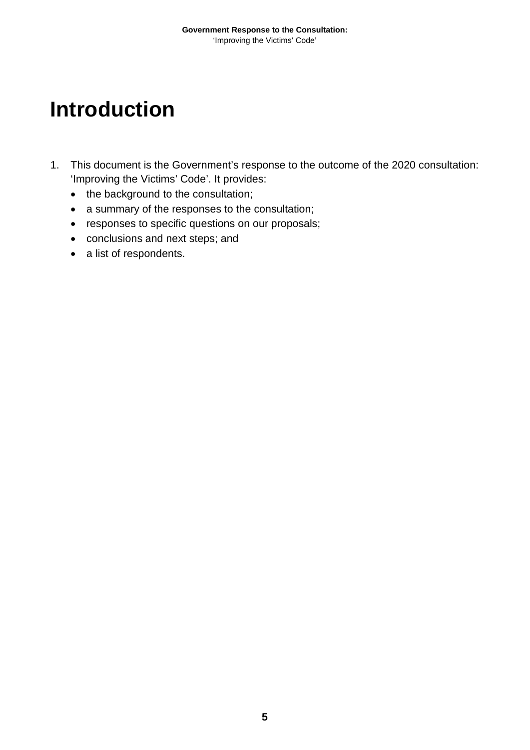# Introduction

1. This document is the Government's response to the outcome of the 2020 consultation: 'Improving the Victims' Code'. It provides:
   - the background to the consultation;
   - a summary of the responses to the consultation;
   - responses to specific questions on our proposals;
   - conclusions and next steps; and
   - a list of respondents.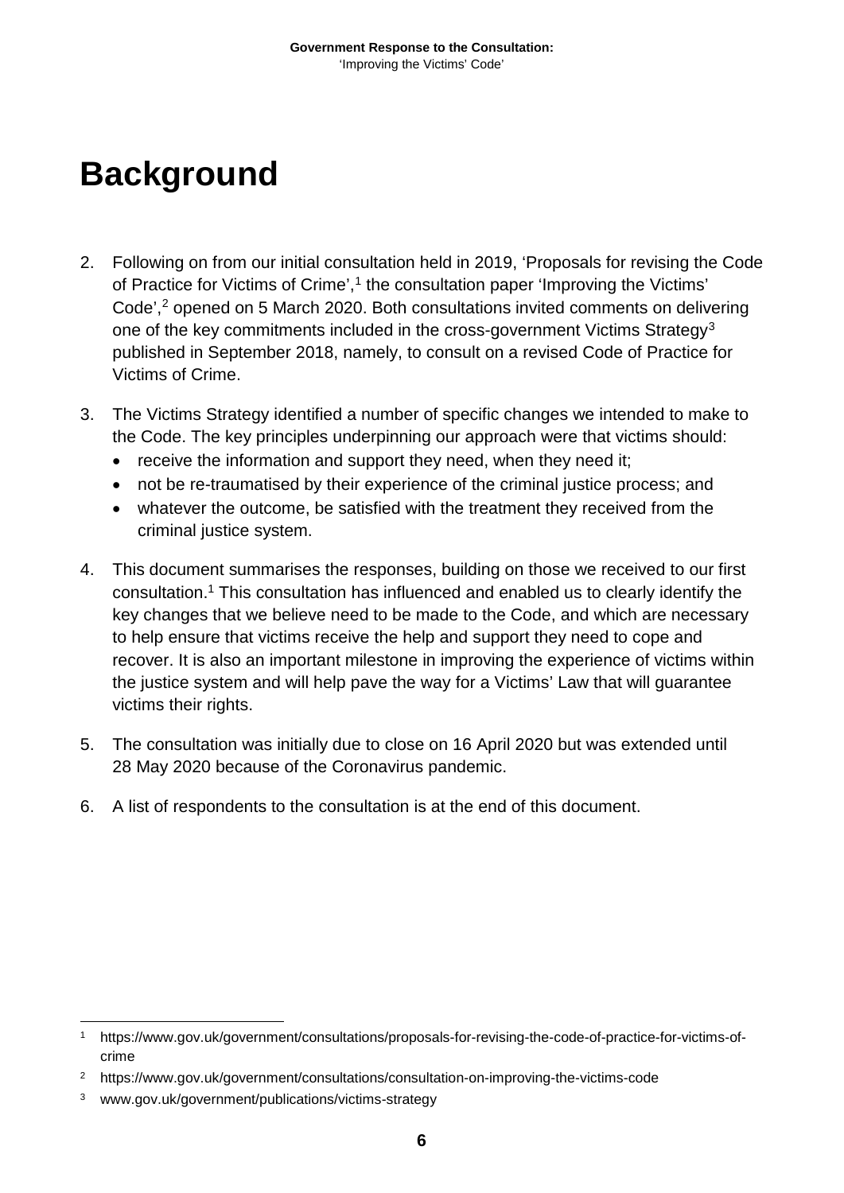# Background

2. Following on from our initial consultation held in 2019, 'Proposals for revising the Code of Practice for Victims of Crime',[1] the consultation paper 'Improving the Victims' Code',[2] opened on 5 March 2020. Both consultations invited comments on delivering one of the key commitments included in the cross-government Victims Strategy[3] published in September 2018, namely, to consult on a revised Code of Practice for Victims of Crime.

3. The Victims Strategy identified a number of specific changes we intended to make to the Code. The key principles underpinning our approach were that victims should:
   - receive the information and support they need, when they need it;
   - not be re-traumatised by their experience of the criminal justice process; and
   - whatever the outcome, be satisfied with the treatment they received from the criminal justice system.

4. This document summarises the responses, building on those we received to our first consultation.[1] This consultation has influenced and enabled us to clearly identify the key changes that we believe need to be made to the Code, and which are necessary to help ensure that victims receive the help and support they need to cope and recover. It is also an important milestone in improving the experience of victims within the justice system and will help pave the way for a Victims' Law that will guarantee victims their rights.

5. The consultation was initially due to close on 16 April 2020 but was extended until 28 May 2020 because of the Coronavirus pandemic.

6. A list of respondents to the consultation is at the end of this document.

---

[1] https://www.gov.uk/government/consultations/proposals-for-revising-the-code-of-practice-for-victims-of-crime

[2] https://www.gov.uk/government/consultations/consultation-on-improving-the-victims-code

[3] www.gov.uk/government/publications/victims-strategy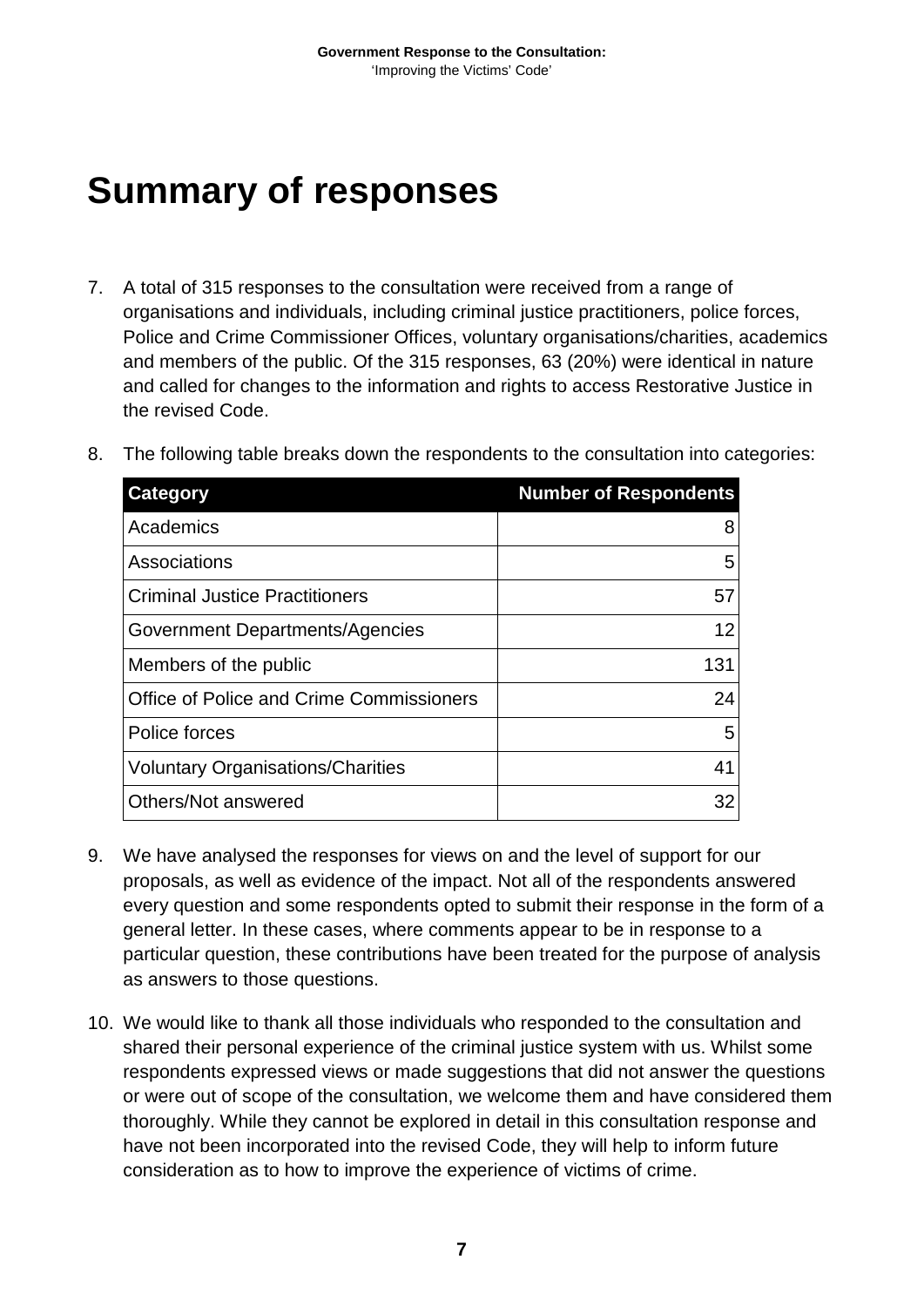# Summary of responses

7. A total of 315 responses to the consultation were received from a range of organisations and individuals, including criminal justice practitioners, police forces, Police and Crime Commissioner Offices, voluntary organisations/charities, academics and members of the public. Of the 315 responses, 63 (20%) were identical in nature and called for changes to the information and rights to access Restorative Justice in the revised Code.

8. The following table breaks down the respondents to the consultation into categories:

| Category | Number of Respondents |
|---|---:|
| Academics | 8 |
| Associations | 5 |
| Criminal Justice Practitioners | 57 |
| Government Departments/Agencies | 12 |
| Members of the public | 131 |
| Office of Police and Crime Commissioners | 24 |
| Police forces | 5 |
| Voluntary Organisations/Charities | 41 |
| Others/Not answered | 32 |

9. We have analysed the responses for views on and the level of support for our proposals, as well as evidence of the impact. Not all of the respondents answered every question and some respondents opted to submit their response in the form of a general letter. In these cases, where comments appear to be in response to a particular question, these contributions have been treated for the purpose of analysis as answers to those questions.

10. We would like to thank all those individuals who responded to the consultation and shared their personal experience of the criminal justice system with us. Whilst some respondents expressed views or made suggestions that did not answer the questions or were out of scope of the consultation, we welcome them and have considered them thoroughly. While they cannot be explored in detail in this consultation response and have not been incorporated into the revised Code, they will help to inform future consideration as to how to improve the experience of victims of crime.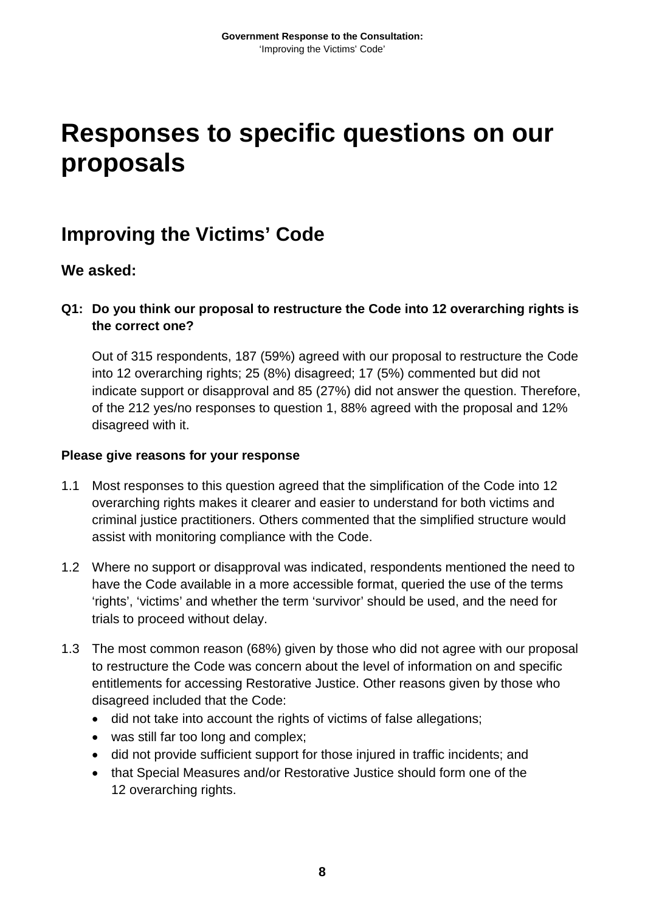# Responses to specific questions on our proposals

## Improving the Victims' Code

### We asked:

**Q1: Do you think our proposal to restructure the Code into 12 overarching rights is the correct one?**

Out of 315 respondents, 187 (59%) agreed with our proposal to restructure the Code into 12 overarching rights; 25 (8%) disagreed; 17 (5%) commented but did not indicate support or disapproval and 85 (27%) did not answer the question. Therefore, of the 212 yes/no responses to question 1, 88% agreed with the proposal and 12% disagreed with it.

**Please give reasons for your response**

1.1 Most responses to this question agreed that the simplification of the Code into 12 overarching rights makes it clearer and easier to understand for both victims and criminal justice practitioners. Others commented that the simplified structure would assist with monitoring compliance with the Code.

1.2 Where no support or disapproval was indicated, respondents mentioned the need to have the Code available in a more accessible format, queried the use of the terms 'rights', 'victims' and whether the term 'survivor' should be used, and the need for trials to proceed without delay.

1.3 The most common reason (68%) given by those who did not agree with our proposal to restructure the Code was concern about the level of information on and specific entitlements for accessing Restorative Justice. Other reasons given by those who disagreed included that the Code:

- did not take into account the rights of victims of false allegations;
- was still far too long and complex;
- did not provide sufficient support for those injured in traffic incidents; and
- that Special Measures and/or Restorative Justice should form one of the 12 overarching rights.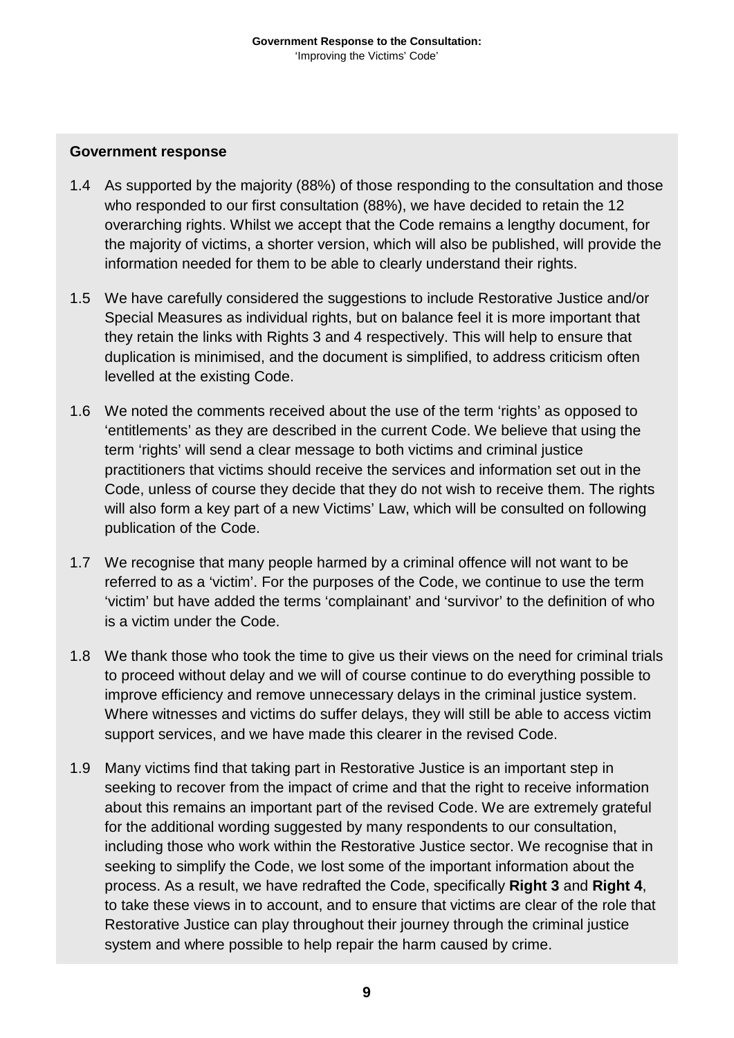**Government response**

1.4 As supported by the majority (88%) of those responding to the consultation and those who responded to our first consultation (88%), we have decided to retain the 12 overarching rights. Whilst we accept that the Code remains a lengthy document, for the majority of victims, a shorter version, which will also be published, will provide the information needed for them to be able to clearly understand their rights.

1.5 We have carefully considered the suggestions to include Restorative Justice and/or Special Measures as individual rights, but on balance feel it is more important that they retain the links with Rights 3 and 4 respectively. This will help to ensure that duplication is minimised, and the document is simplified, to address criticism often levelled at the existing Code.

1.6 We noted the comments received about the use of the term 'rights' as opposed to 'entitlements' as they are described in the current Code. We believe that using the term 'rights' will send a clear message to both victims and criminal justice practitioners that victims should receive the services and information set out in the Code, unless of course they decide that they do not wish to receive them. The rights will also form a key part of a new Victims' Law, which will be consulted on following publication of the Code.

1.7 We recognise that many people harmed by a criminal offence will not want to be referred to as a 'victim'. For the purposes of the Code, we continue to use the term 'victim' but have added the terms 'complainant' and 'survivor' to the definition of who is a victim under the Code.

1.8 We thank those who took the time to give us their views on the need for criminal trials to proceed without delay and we will of course continue to do everything possible to improve efficiency and remove unnecessary delays in the criminal justice system. Where witnesses and victims do suffer delays, they will still be able to access victim support services, and we have made this clearer in the revised Code.

1.9 Many victims find that taking part in Restorative Justice is an important step in seeking to recover from the impact of crime and that the right to receive information about this remains an important part of the revised Code. We are extremely grateful for the additional wording suggested by many respondents to our consultation, including those who work within the Restorative Justice sector. We recognise that in seeking to simplify the Code, we lost some of the important information about the process. As a result, we have redrafted the Code, specifically **Right 3** and **Right 4**, to take these views in to account, and to ensure that victims are clear of the role that Restorative Justice can play throughout their journey through the criminal justice system and where possible to help repair the harm caused by crime.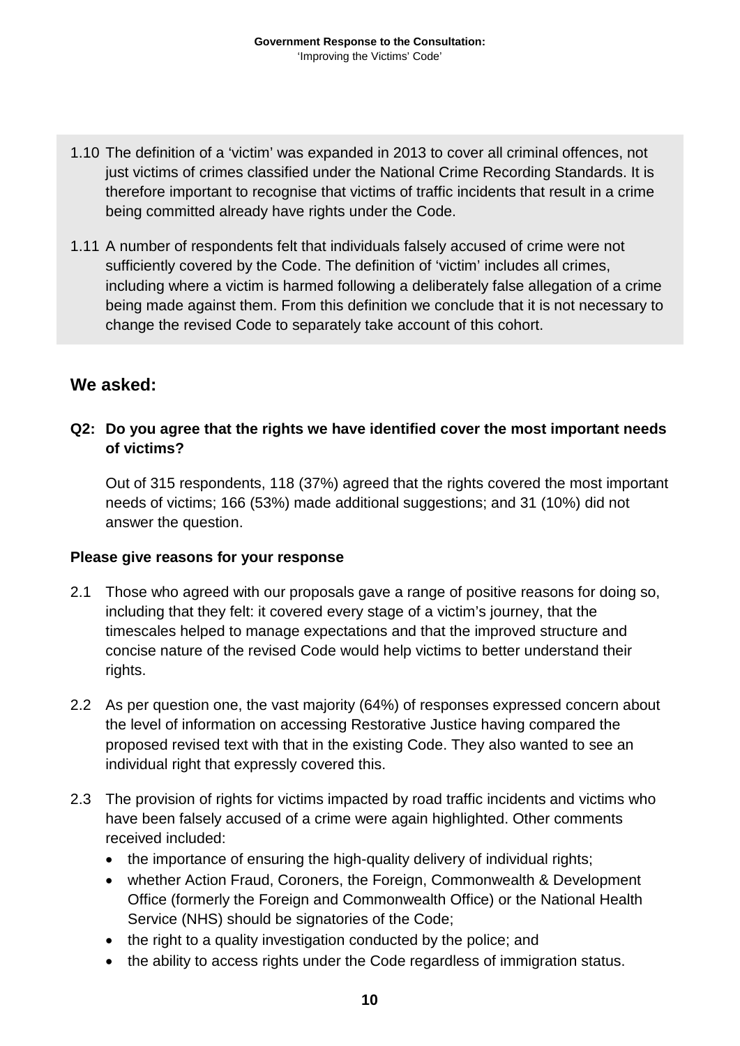1.10 The definition of a 'victim' was expanded in 2013 to cover all criminal offences, not just victims of crimes classified under the National Crime Recording Standards. It is therefore important to recognise that victims of traffic incidents that result in a crime being committed already have rights under the Code.

1.11 A number of respondents felt that individuals falsely accused of crime were not sufficiently covered by the Code. The definition of 'victim' includes all crimes, including where a victim is harmed following a deliberately false allegation of a crime being made against them. From this definition we conclude that it is not necessary to change the revised Code to separately take account of this cohort.

## We asked:

**Q2: Do you agree that the rights we have identified cover the most important needs of victims?**

Out of 315 respondents, 118 (37%) agreed that the rights covered the most important needs of victims; 166 (53%) made additional suggestions; and 31 (10%) did not answer the question.

**Please give reasons for your response**

2.1 Those who agreed with our proposals gave a range of positive reasons for doing so, including that they felt: it covered every stage of a victim's journey, that the timescales helped to manage expectations and that the improved structure and concise nature of the revised Code would help victims to better understand their rights.

2.2 As per question one, the vast majority (64%) of responses expressed concern about the level of information on accessing Restorative Justice having compared the proposed revised text with that in the existing Code. They also wanted to see an individual right that expressly covered this.

2.3 The provision of rights for victims impacted by road traffic incidents and victims who have been falsely accused of a crime were again highlighted. Other comments received included:

- the importance of ensuring the high-quality delivery of individual rights;
- whether Action Fraud, Coroners, the Foreign, Commonwealth & Development Office (formerly the Foreign and Commonwealth Office) or the National Health Service (NHS) should be signatories of the Code;
- the right to a quality investigation conducted by the police; and
- the ability to access rights under the Code regardless of immigration status.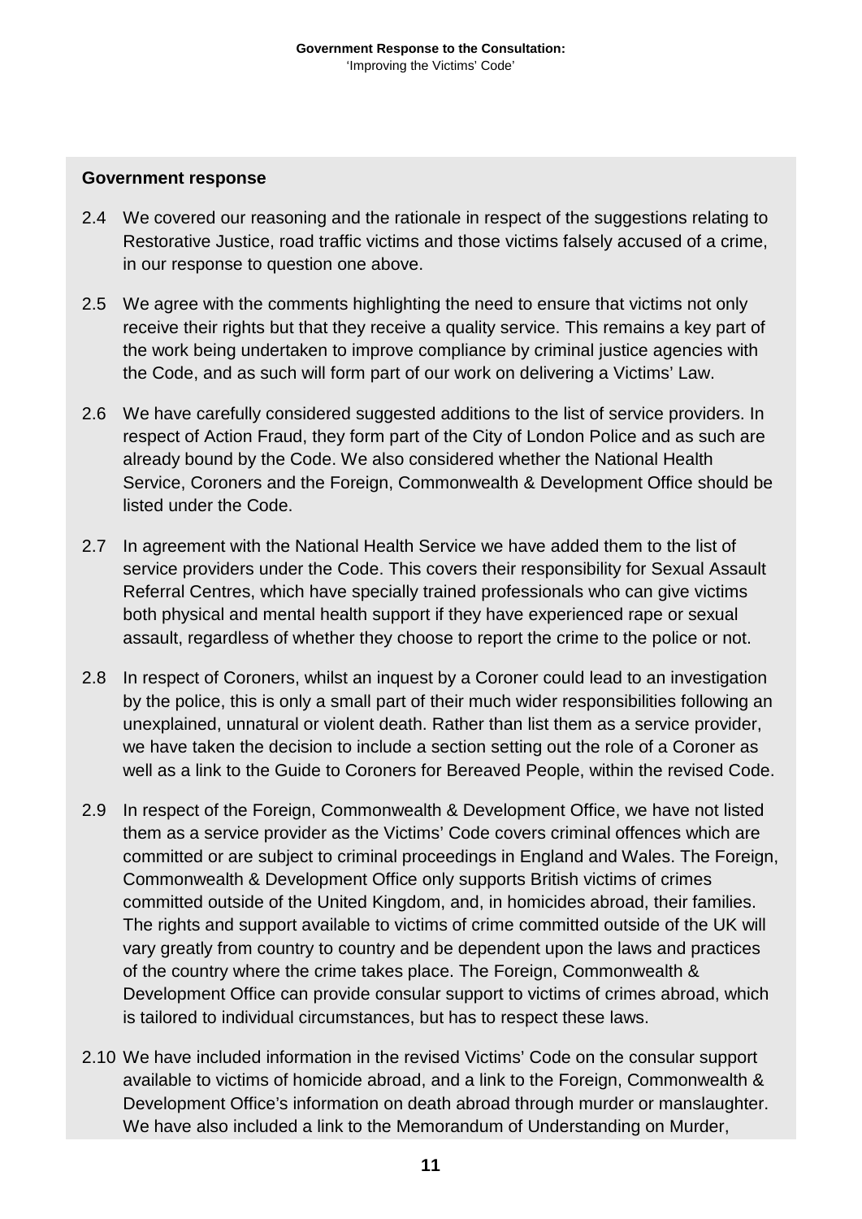**Government response**

2.4 We covered our reasoning and the rationale in respect of the suggestions relating to Restorative Justice, road traffic victims and those victims falsely accused of a crime, in our response to question one above.

2.5 We agree with the comments highlighting the need to ensure that victims not only receive their rights but that they receive a quality service. This remains a key part of the work being undertaken to improve compliance by criminal justice agencies with the Code, and as such will form part of our work on delivering a Victims' Law.

2.6 We have carefully considered suggested additions to the list of service providers. In respect of Action Fraud, they form part of the City of London Police and as such are already bound by the Code. We also considered whether the National Health Service, Coroners and the Foreign, Commonwealth & Development Office should be listed under the Code.

2.7 In agreement with the National Health Service we have added them to the list of service providers under the Code. This covers their responsibility for Sexual Assault Referral Centres, which have specially trained professionals who can give victims both physical and mental health support if they have experienced rape or sexual assault, regardless of whether they choose to report the crime to the police or not.

2.8 In respect of Coroners, whilst an inquest by a Coroner could lead to an investigation by the police, this is only a small part of their much wider responsibilities following an unexplained, unnatural or violent death. Rather than list them as a service provider, we have taken the decision to include a section setting out the role of a Coroner as well as a link to the Guide to Coroners for Bereaved People, within the revised Code.

2.9 In respect of the Foreign, Commonwealth & Development Office, we have not listed them as a service provider as the Victims' Code covers criminal offences which are committed or are subject to criminal proceedings in England and Wales. The Foreign, Commonwealth & Development Office only supports British victims of crimes committed outside of the United Kingdom, and, in homicides abroad, their families. The rights and support available to victims of crime committed outside of the UK will vary greatly from country to country and be dependent upon the laws and practices of the country where the crime takes place. The Foreign, Commonwealth & Development Office can provide consular support to victims of crimes abroad, which is tailored to individual circumstances, but has to respect these laws.

2.10 We have included information in the revised Victims' Code on the consular support available to victims of homicide abroad, and a link to the Foreign, Commonwealth & Development Office's information on death abroad through murder or manslaughter. We have also included a link to the Memorandum of Understanding on Murder,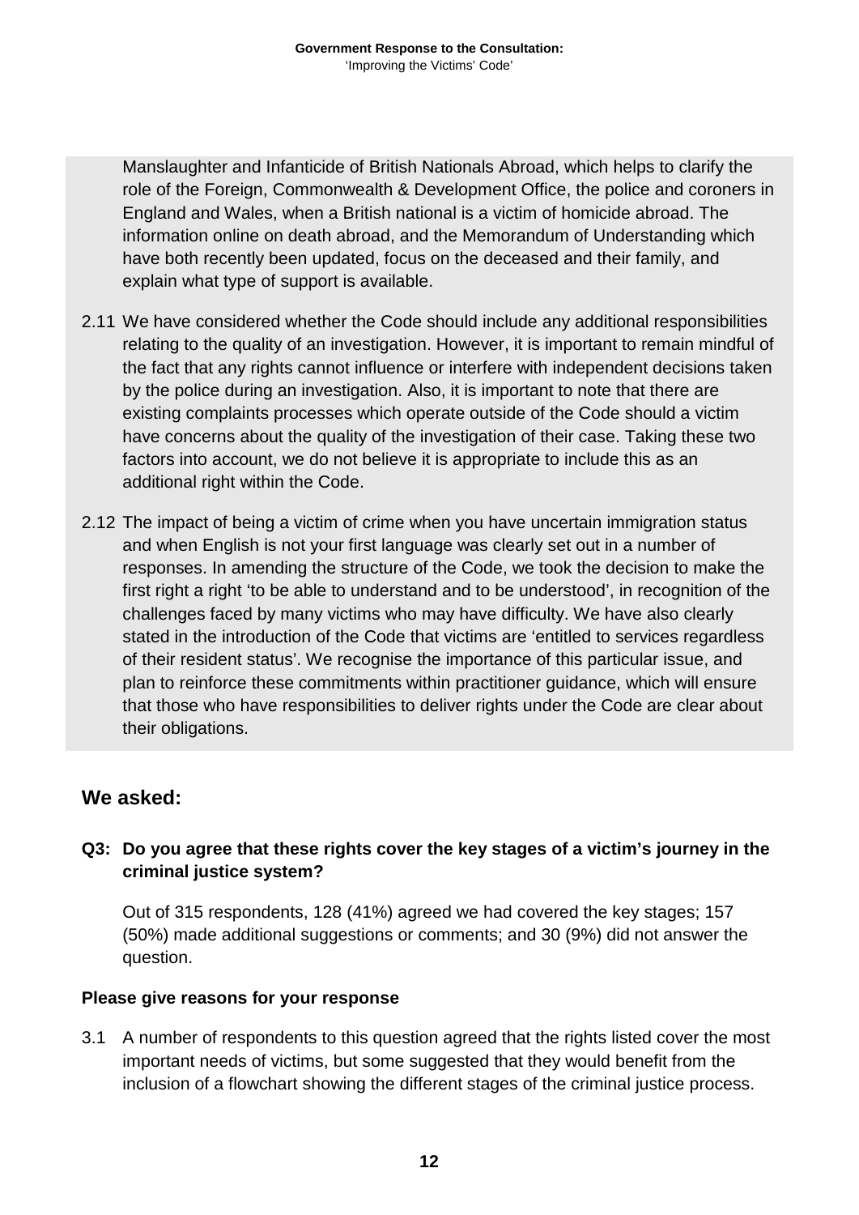Manslaughter and Infanticide of British Nationals Abroad, which helps to clarify the role of the Foreign, Commonwealth & Development Office, the police and coroners in England and Wales, when a British national is a victim of homicide abroad. The information online on death abroad, and the Memorandum of Understanding which have both recently been updated, focus on the deceased and their family, and explain what type of support is available.

2.11 We have considered whether the Code should include any additional responsibilities relating to the quality of an investigation. However, it is important to remain mindful of the fact that any rights cannot influence or interfere with independent decisions taken by the police during an investigation. Also, it is important to note that there are existing complaints processes which operate outside of the Code should a victim have concerns about the quality of the investigation of their case. Taking these two factors into account, we do not believe it is appropriate to include this as an additional right within the Code.

2.12 The impact of being a victim of crime when you have uncertain immigration status and when English is not your first language was clearly set out in a number of responses. In amending the structure of the Code, we took the decision to make the first right a right 'to be able to understand and to be understood', in recognition of the challenges faced by many victims who may have difficulty. We have also clearly stated in the introduction of the Code that victims are 'entitled to services regardless of their resident status'. We recognise the importance of this particular issue, and plan to reinforce these commitments within practitioner guidance, which will ensure that those who have responsibilities to deliver rights under the Code are clear about their obligations.

## We asked:

**Q3: Do you agree that these rights cover the key stages of a victim's journey in the criminal justice system?**

Out of 315 respondents, 128 (41%) agreed we had covered the key stages; 157 (50%) made additional suggestions or comments; and 30 (9%) did not answer the question.

**Please give reasons for your response**

3.1 A number of respondents to this question agreed that the rights listed cover the most important needs of victims, but some suggested that they would benefit from the inclusion of a flowchart showing the different stages of the criminal justice process.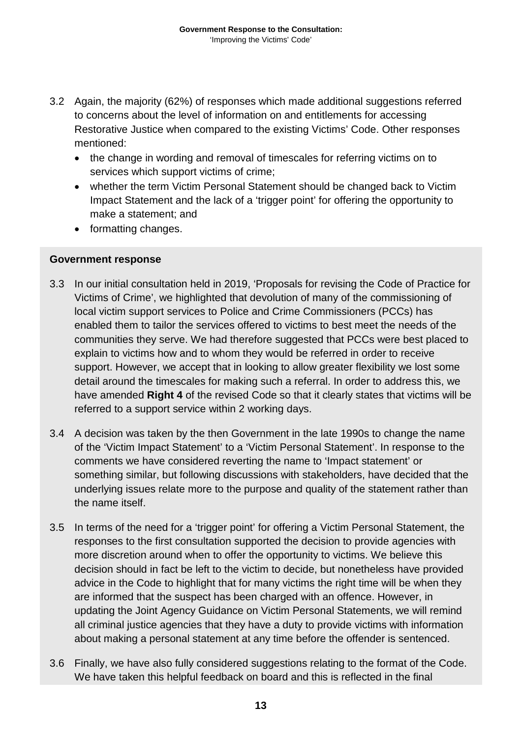3.2 Again, the majority (62%) of responses which made additional suggestions referred to concerns about the level of information on and entitlements for accessing Restorative Justice when compared to the existing Victims' Code. Other responses mentioned:

- the change in wording and removal of timescales for referring victims on to services which support victims of crime;
- whether the term Victim Personal Statement should be changed back to Victim Impact Statement and the lack of a 'trigger point' for offering the opportunity to make a statement; and
- formatting changes.

**Government response**

3.3 In our initial consultation held in 2019, 'Proposals for revising the Code of Practice for Victims of Crime', we highlighted that devolution of many of the commissioning of local victim support services to Police and Crime Commissioners (PCCs) has enabled them to tailor the services offered to victims to best meet the needs of the communities they serve. We had therefore suggested that PCCs were best placed to explain to victims how and to whom they would be referred in order to receive support. However, we accept that in looking to allow greater flexibility we lost some detail around the timescales for making such a referral. In order to address this, we have amended **Right 4** of the revised Code so that it clearly states that victims will be referred to a support service within 2 working days.

3.4 A decision was taken by the then Government in the late 1990s to change the name of the 'Victim Impact Statement' to a 'Victim Personal Statement'. In response to the comments we have considered reverting the name to 'Impact statement' or something similar, but following discussions with stakeholders, have decided that the underlying issues relate more to the purpose and quality of the statement rather than the name itself.

3.5 In terms of the need for a 'trigger point' for offering a Victim Personal Statement, the responses to the first consultation supported the decision to provide agencies with more discretion around when to offer the opportunity to victims. We believe this decision should in fact be left to the victim to decide, but nonetheless have provided advice in the Code to highlight that for many victims the right time will be when they are informed that the suspect has been charged with an offence. However, in updating the Joint Agency Guidance on Victim Personal Statements, we will remind all criminal justice agencies that they have a duty to provide victims with information about making a personal statement at any time before the offender is sentenced.

3.6 Finally, we have also fully considered suggestions relating to the format of the Code. We have taken this helpful feedback on board and this is reflected in the final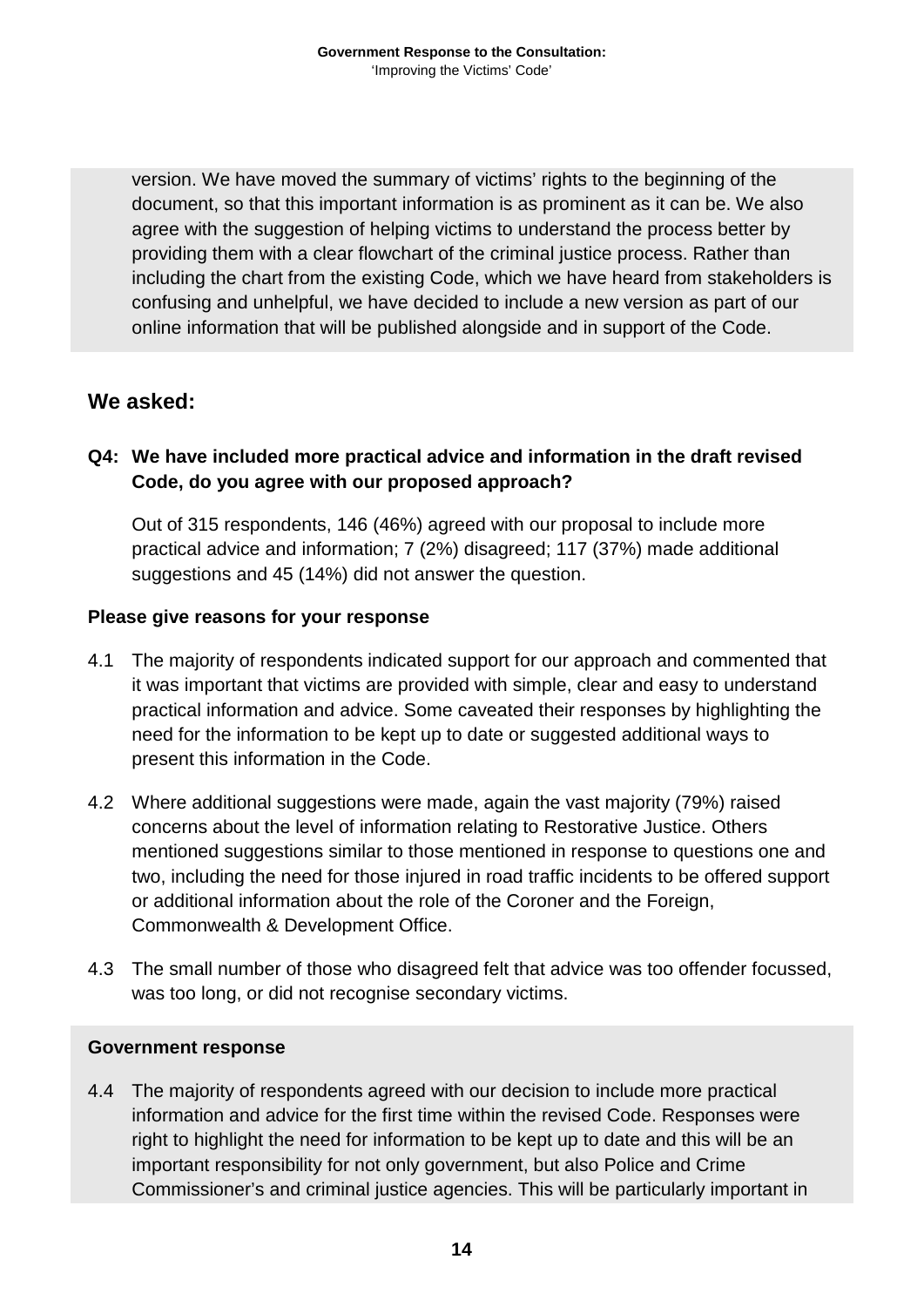version. We have moved the summary of victims' rights to the beginning of the document, so that this important information is as prominent as it can be. We also agree with the suggestion of helping victims to understand the process better by providing them with a clear flowchart of the criminal justice process. Rather than including the chart from the existing Code, which we have heard from stakeholders is confusing and unhelpful, we have decided to include a new version as part of our online information that will be published alongside and in support of the Code.

## We asked:

**Q4: We have included more practical advice and information in the draft revised Code, do you agree with our proposed approach?**

Out of 315 respondents, 146 (46%) agreed with our proposal to include more practical advice and information; 7 (2%) disagreed; 117 (37%) made additional suggestions and 45 (14%) did not answer the question.

**Please give reasons for your response**

4.1 The majority of respondents indicated support for our approach and commented that it was important that victims are provided with simple, clear and easy to understand practical information and advice. Some caveated their responses by highlighting the need for the information to be kept up to date or suggested additional ways to present this information in the Code.

4.2 Where additional suggestions were made, again the vast majority (79%) raised concerns about the level of information relating to Restorative Justice. Others mentioned suggestions similar to those mentioned in response to questions one and two, including the need for those injured in road traffic incidents to be offered support or additional information about the role of the Coroner and the Foreign, Commonwealth & Development Office.

4.3 The small number of those who disagreed felt that advice was too offender focussed, was too long, or did not recognise secondary victims.

**Government response**

4.4 The majority of respondents agreed with our decision to include more practical information and advice for the first time within the revised Code. Responses were right to highlight the need for information to be kept up to date and this will be an important responsibility for not only government, but also Police and Crime Commissioner's and criminal justice agencies. This will be particularly important in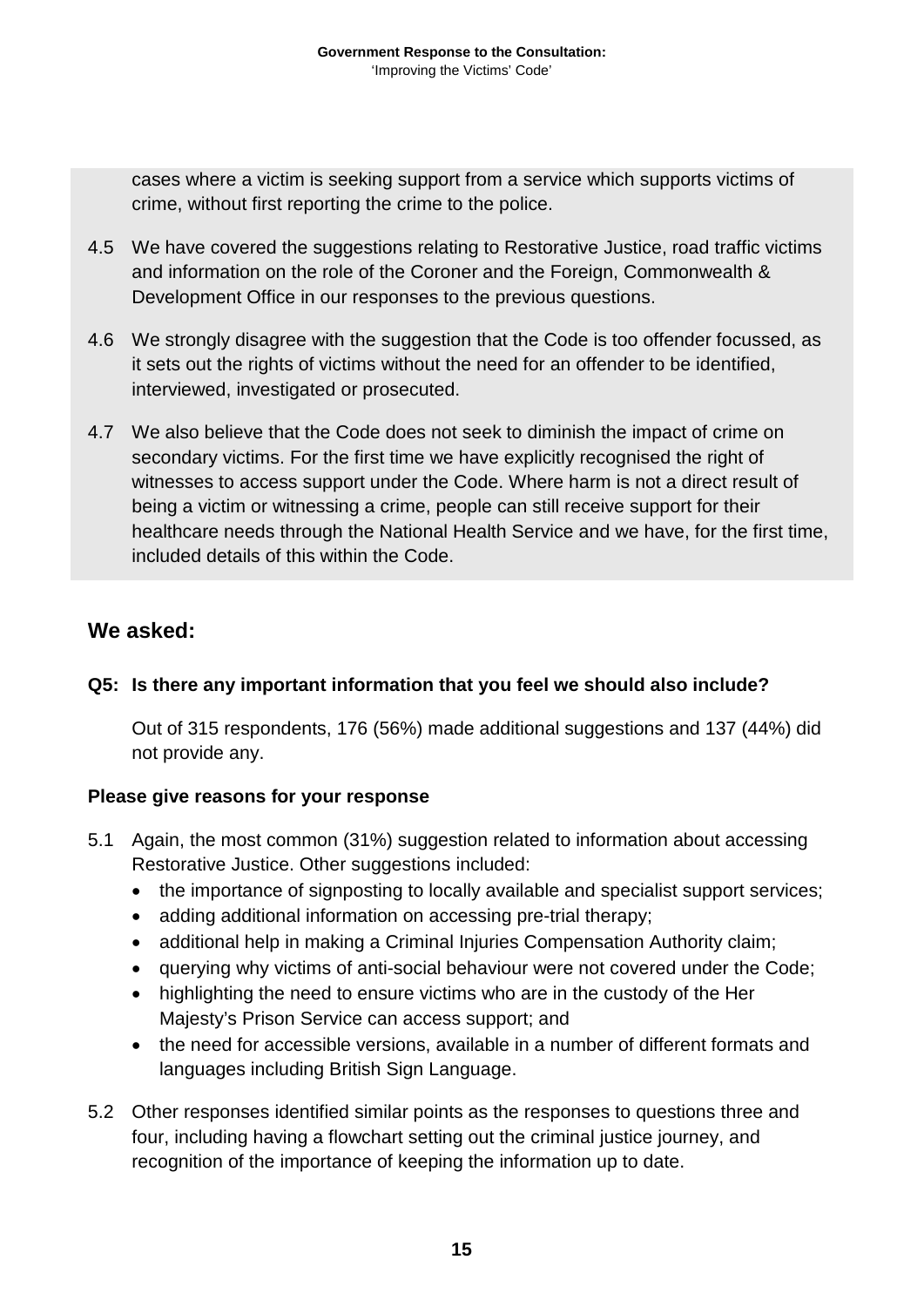cases where a victim is seeking support from a service which supports victims of crime, without first reporting the crime to the police.

4.5 We have covered the suggestions relating to Restorative Justice, road traffic victims and information on the role of the Coroner and the Foreign, Commonwealth & Development Office in our responses to the previous questions.

4.6 We strongly disagree with the suggestion that the Code is too offender focussed, as it sets out the rights of victims without the need for an offender to be identified, interviewed, investigated or prosecuted.

4.7 We also believe that the Code does not seek to diminish the impact of crime on secondary victims. For the first time we have explicitly recognised the right of witnesses to access support under the Code. Where harm is not a direct result of being a victim or witnessing a crime, people can still receive support for their healthcare needs through the National Health Service and we have, for the first time, included details of this within the Code.

## We asked:

**Q5: Is there any important information that you feel we should also include?**

Out of 315 respondents, 176 (56%) made additional suggestions and 137 (44%) did not provide any.

**Please give reasons for your response**

5.1 Again, the most common (31%) suggestion related to information about accessing Restorative Justice. Other suggestions included:

- the importance of signposting to locally available and specialist support services;
- adding additional information on accessing pre-trial therapy;
- additional help in making a Criminal Injuries Compensation Authority claim;
- querying why victims of anti-social behaviour were not covered under the Code;
- highlighting the need to ensure victims who are in the custody of the Her Majesty's Prison Service can access support; and
- the need for accessible versions, available in a number of different formats and languages including British Sign Language.

5.2 Other responses identified similar points as the responses to questions three and four, including having a flowchart setting out the criminal justice journey, and recognition of the importance of keeping the information up to date.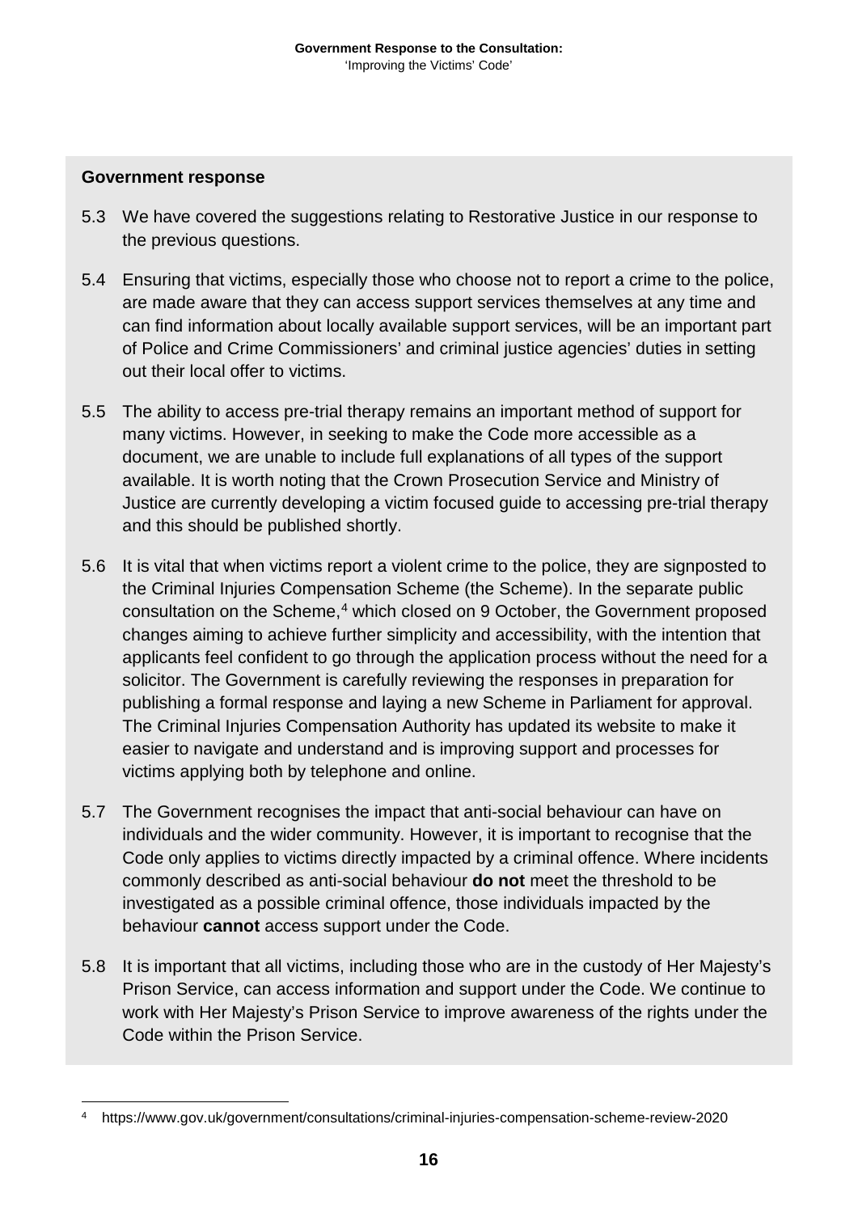**Government response**

5.3 We have covered the suggestions relating to Restorative Justice in our response to the previous questions.

5.4 Ensuring that victims, especially those who choose not to report a crime to the police, are made aware that they can access support services themselves at any time and can find information about locally available support services, will be an important part of Police and Crime Commissioners' and criminal justice agencies' duties in setting out their local offer to victims.

5.5 The ability to access pre-trial therapy remains an important method of support for many victims. However, in seeking to make the Code more accessible as a document, we are unable to include full explanations of all types of the support available. It is worth noting that the Crown Prosecution Service and Ministry of Justice are currently developing a victim focused guide to accessing pre-trial therapy and this should be published shortly.

5.6 It is vital that when victims report a violent crime to the police, they are signposted to the Criminal Injuries Compensation Scheme (the Scheme). In the separate public consultation on the Scheme,[4] which closed on 9 October, the Government proposed changes aiming to achieve further simplicity and accessibility, with the intention that applicants feel confident to go through the application process without the need for a solicitor. The Government is carefully reviewing the responses in preparation for publishing a formal response and laying a new Scheme in Parliament for approval. The Criminal Injuries Compensation Authority has updated its website to make it easier to navigate and understand and is improving support and processes for victims applying both by telephone and online.

5.7 The Government recognises the impact that anti-social behaviour can have on individuals and the wider community. However, it is important to recognise that the Code only applies to victims directly impacted by a criminal offence. Where incidents commonly described as anti-social behaviour **do not** meet the threshold to be investigated as a possible criminal offence, those individuals impacted by the behaviour **cannot** access support under the Code.

5.8 It is important that all victims, including those who are in the custody of Her Majesty's Prison Service, can access information and support under the Code. We continue to work with Her Majesty's Prison Service to improve awareness of the rights under the Code within the Prison Service.

---

[4] https://www.gov.uk/government/consultations/criminal-injuries-compensation-scheme-review-2020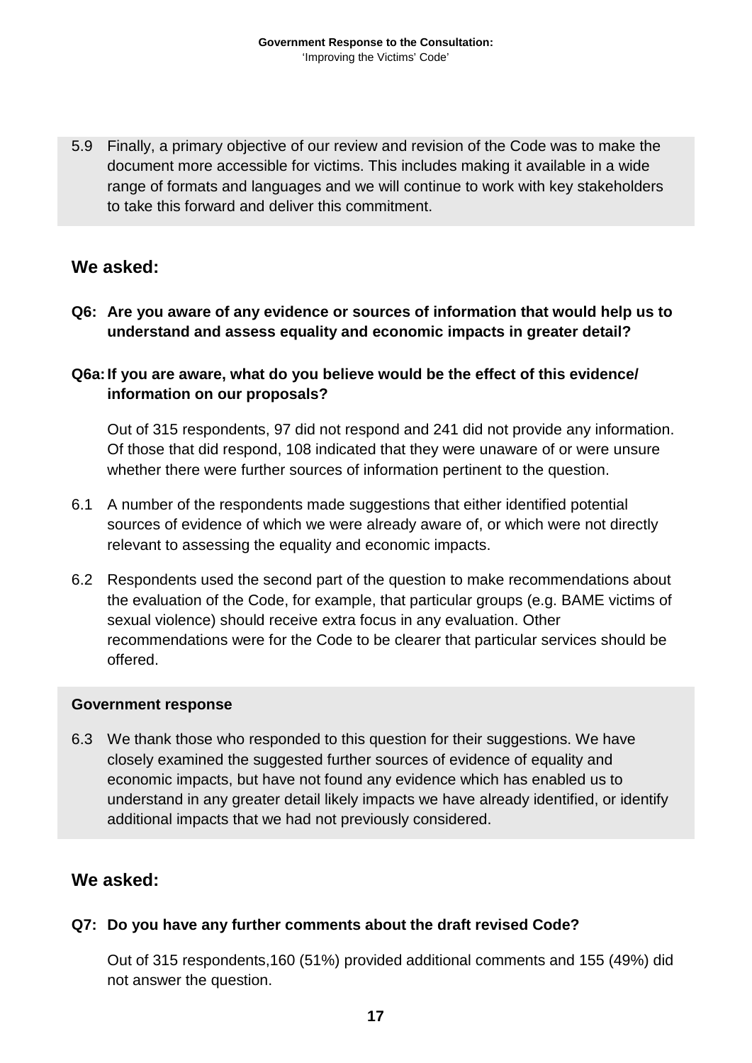5.9 Finally, a primary objective of our review and revision of the Code was to make the document more accessible for victims. This includes making it available in a wide range of formats and languages and we will continue to work with key stakeholders to take this forward and deliver this commitment.

## We asked:

**Q6: Are you aware of any evidence or sources of information that would help us to understand and assess equality and economic impacts in greater detail?**

**Q6a: If you are aware, what do you believe would be the effect of this evidence/ information on our proposals?**

Out of 315 respondents, 97 did not respond and 241 did not provide any information. Of those that did respond, 108 indicated that they were unaware of or were unsure whether there were further sources of information pertinent to the question.

6.1 A number of the respondents made suggestions that either identified potential sources of evidence of which we were already aware of, or which were not directly relevant to assessing the equality and economic impacts.

6.2 Respondents used the second part of the question to make recommendations about the evaluation of the Code, for example, that particular groups (e.g. BAME victims of sexual violence) should receive extra focus in any evaluation. Other recommendations were for the Code to be clearer that particular services should be offered.

**Government response**

6.3 We thank those who responded to this question for their suggestions. We have closely examined the suggested further sources of evidence of equality and economic impacts, but have not found any evidence which has enabled us to understand in any greater detail likely impacts we have already identified, or identify additional impacts that we had not previously considered.

## We asked:

**Q7: Do you have any further comments about the draft revised Code?**

Out of 315 respondents,160 (51%) provided additional comments and 155 (49%) did not answer the question.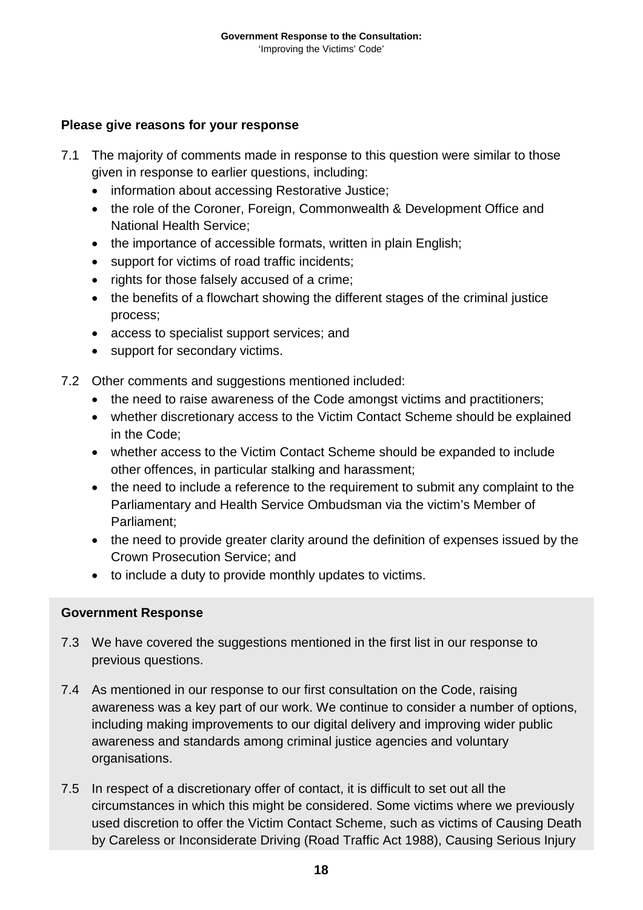**Please give reasons for your response**

7.1 The majority of comments made in response to this question were similar to those given in response to earlier questions, including:

- information about accessing Restorative Justice;
- the role of the Coroner, Foreign, Commonwealth & Development Office and National Health Service;
- the importance of accessible formats, written in plain English;
- support for victims of road traffic incidents;
- rights for those falsely accused of a crime;
- the benefits of a flowchart showing the different stages of the criminal justice process;
- access to specialist support services; and
- support for secondary victims.

7.2 Other comments and suggestions mentioned included:

- the need to raise awareness of the Code amongst victims and practitioners;
- whether discretionary access to the Victim Contact Scheme should be explained in the Code;
- whether access to the Victim Contact Scheme should be expanded to include other offences, in particular stalking and harassment;
- the need to include a reference to the requirement to submit any complaint to the Parliamentary and Health Service Ombudsman via the victim's Member of Parliament;
- the need to provide greater clarity around the definition of expenses issued by the Crown Prosecution Service; and
- to include a duty to provide monthly updates to victims.

**Government Response**

7.3 We have covered the suggestions mentioned in the first list in our response to previous questions.

7.4 As mentioned in our response to our first consultation on the Code, raising awareness was a key part of our work. We continue to consider a number of options, including making improvements to our digital delivery and improving wider public awareness and standards among criminal justice agencies and voluntary organisations.

7.5 In respect of a discretionary offer of contact, it is difficult to set out all the circumstances in which this might be considered. Some victims where we previously used discretion to offer the Victim Contact Scheme, such as victims of Causing Death by Careless or Inconsiderate Driving (Road Traffic Act 1988), Causing Serious Injury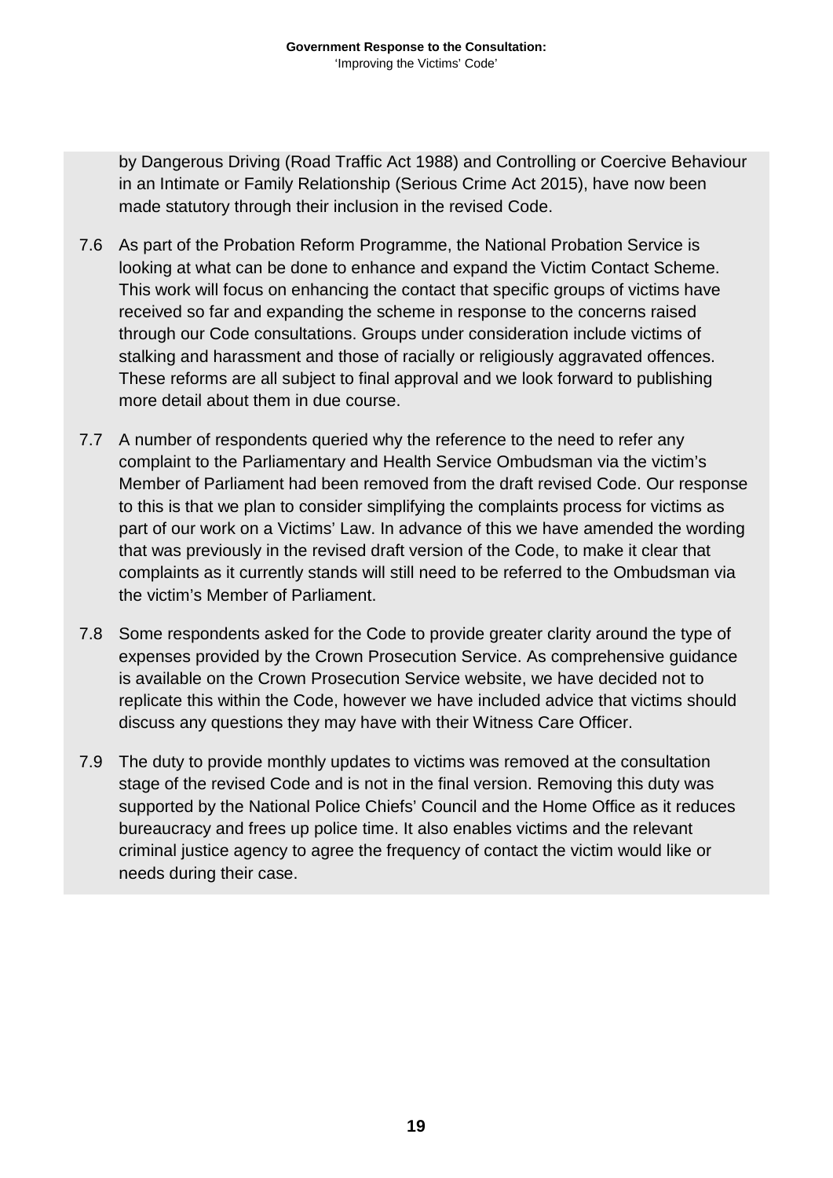by Dangerous Driving (Road Traffic Act 1988) and Controlling or Coercive Behaviour in an Intimate or Family Relationship (Serious Crime Act 2015), have now been made statutory through their inclusion in the revised Code.

7.6 As part of the Probation Reform Programme, the National Probation Service is looking at what can be done to enhance and expand the Victim Contact Scheme. This work will focus on enhancing the contact that specific groups of victims have received so far and expanding the scheme in response to the concerns raised through our Code consultations. Groups under consideration include victims of stalking and harassment and those of racially or religiously aggravated offences. These reforms are all subject to final approval and we look forward to publishing more detail about them in due course.

7.7 A number of respondents queried why the reference to the need to refer any complaint to the Parliamentary and Health Service Ombudsman via the victim's Member of Parliament had been removed from the draft revised Code. Our response to this is that we plan to consider simplifying the complaints process for victims as part of our work on a Victims' Law. In advance of this we have amended the wording that was previously in the revised draft version of the Code, to make it clear that complaints as it currently stands will still need to be referred to the Ombudsman via the victim's Member of Parliament.

7.8 Some respondents asked for the Code to provide greater clarity around the type of expenses provided by the Crown Prosecution Service. As comprehensive guidance is available on the Crown Prosecution Service website, we have decided not to replicate this within the Code, however we have included advice that victims should discuss any questions they may have with their Witness Care Officer.

7.9 The duty to provide monthly updates to victims was removed at the consultation stage of the revised Code and is not in the final version. Removing this duty was supported by the National Police Chiefs' Council and the Home Office as it reduces bureaucracy and frees up police time. It also enables victims and the relevant criminal justice agency to agree the frequency of contact the victim would like or needs during their case.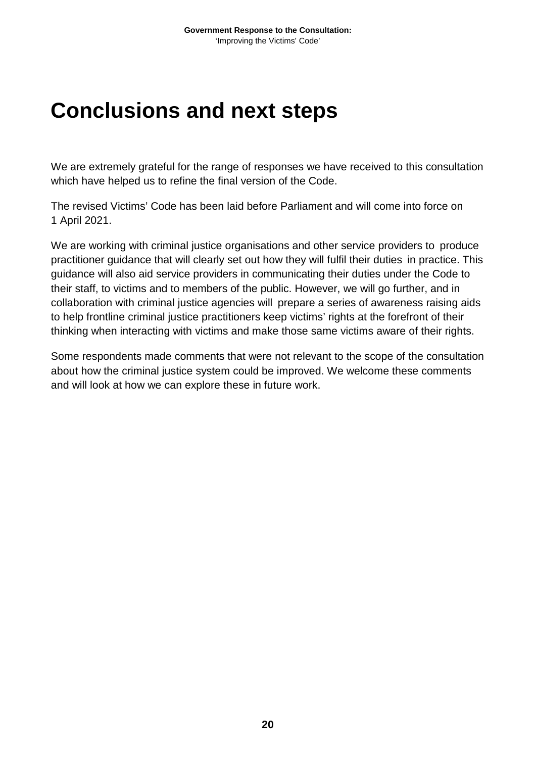# Conclusions and next steps

We are extremely grateful for the range of responses we have received to this consultation which have helped us to refine the final version of the Code.

The revised Victims' Code has been laid before Parliament and will come into force on 1 April 2021.

We are working with criminal justice organisations and other service providers to produce practitioner guidance that will clearly set out how they will fulfil their duties in practice. This guidance will also aid service providers in communicating their duties under the Code to their staff, to victims and to members of the public. However, we will go further, and in collaboration with criminal justice agencies will prepare a series of awareness raising aids to help frontline criminal justice practitioners keep victims' rights at the forefront of their thinking when interacting with victims and make those same victims aware of their rights.

Some respondents made comments that were not relevant to the scope of the consultation about how the criminal justice system could be improved. We welcome these comments and will look at how we can explore these in future work.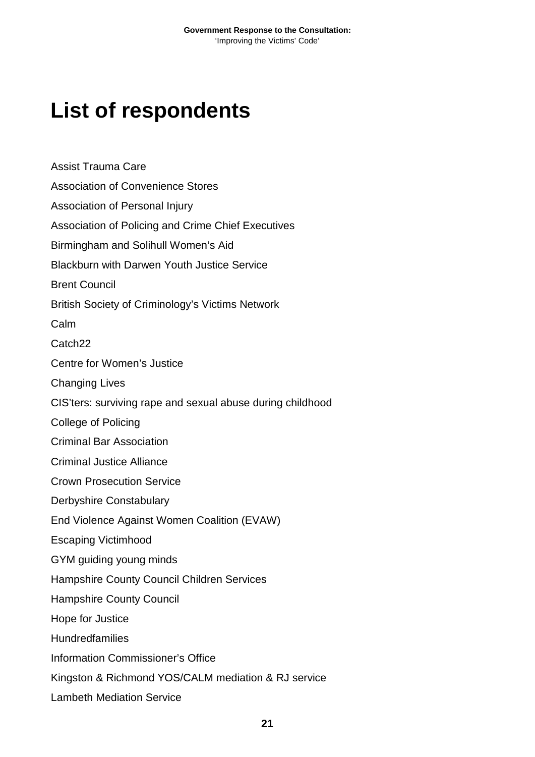# List of respondents

Assist Trauma Care

Association of Convenience Stores

Association of Personal Injury

Association of Policing and Crime Chief Executives

Birmingham and Solihull Women's Aid

Blackburn with Darwen Youth Justice Service

Brent Council

British Society of Criminology's Victims Network

Calm

Catch22

Centre for Women's Justice

Changing Lives

CIS'ters: surviving rape and sexual abuse during childhood

College of Policing

Criminal Bar Association

Criminal Justice Alliance

Crown Prosecution Service

Derbyshire Constabulary

End Violence Against Women Coalition (EVAW)

Escaping Victimhood

GYM guiding young minds

Hampshire County Council Children Services

Hampshire County Council

Hope for Justice

Hundredfamilies

Information Commissioner's Office

Kingston & Richmond YOS/CALM mediation & RJ service

Lambeth Mediation Service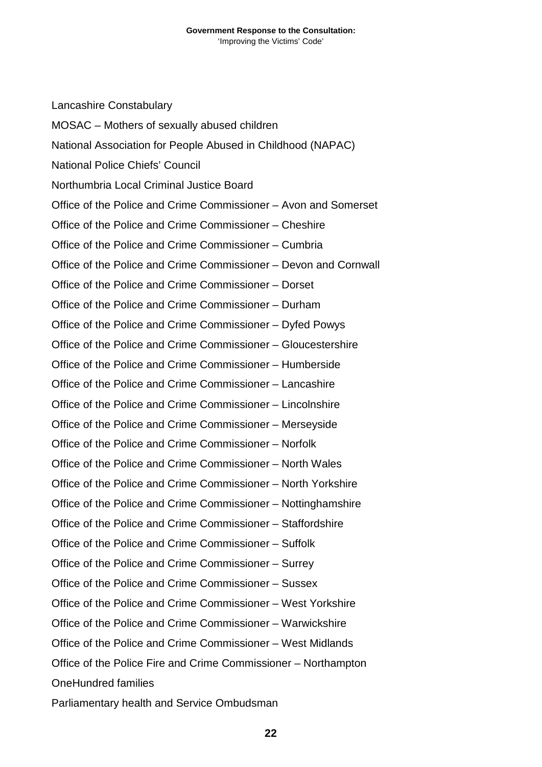Lancashire Constabulary

MOSAC – Mothers of sexually abused children

National Association for People Abused in Childhood (NAPAC)

National Police Chiefs' Council

Northumbria Local Criminal Justice Board

Office of the Police and Crime Commissioner – Avon and Somerset

Office of the Police and Crime Commissioner – Cheshire

Office of the Police and Crime Commissioner – Cumbria

Office of the Police and Crime Commissioner – Devon and Cornwall

Office of the Police and Crime Commissioner – Dorset

Office of the Police and Crime Commissioner – Durham

Office of the Police and Crime Commissioner – Dyfed Powys

Office of the Police and Crime Commissioner – Gloucestershire

Office of the Police and Crime Commissioner – Humberside

Office of the Police and Crime Commissioner – Lancashire

Office of the Police and Crime Commissioner – Lincolnshire

Office of the Police and Crime Commissioner – Merseyside

Office of the Police and Crime Commissioner – Norfolk

Office of the Police and Crime Commissioner – North Wales

Office of the Police and Crime Commissioner – North Yorkshire

Office of the Police and Crime Commissioner – Nottinghamshire

Office of the Police and Crime Commissioner – Staffordshire

Office of the Police and Crime Commissioner – Suffolk

Office of the Police and Crime Commissioner – Surrey

Office of the Police and Crime Commissioner – Sussex

Office of the Police and Crime Commissioner – West Yorkshire

Office of the Police and Crime Commissioner – Warwickshire

Office of the Police and Crime Commissioner – West Midlands

Office of the Police Fire and Crime Commissioner – Northampton

OneHundred families

Parliamentary health and Service Ombudsman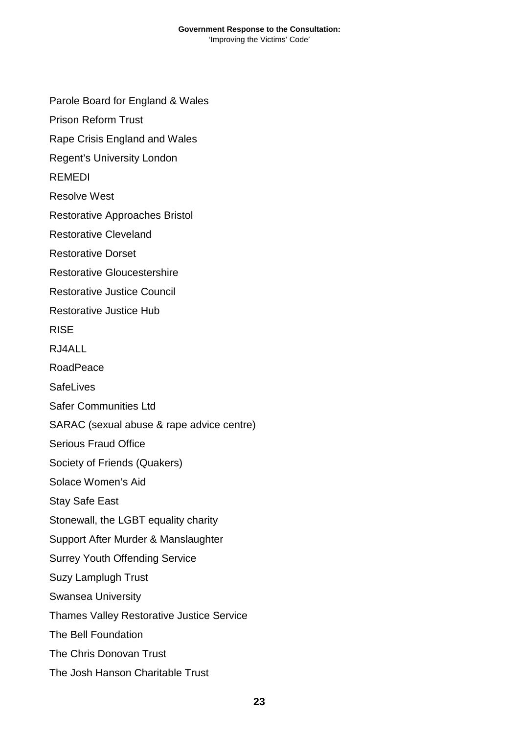Parole Board for England & Wales

Prison Reform Trust

Rape Crisis England and Wales

Regent's University London

REMEDI

Resolve West

Restorative Approaches Bristol

Restorative Cleveland

Restorative Dorset

Restorative Gloucestershire

Restorative Justice Council

Restorative Justice Hub

RISE

RJ4ALL

RoadPeace

SafeLives

Safer Communities Ltd

SARAC (sexual abuse & rape advice centre)

Serious Fraud Office

Society of Friends (Quakers)

Solace Women's Aid

Stay Safe East

Stonewall, the LGBT equality charity

Support After Murder & Manslaughter

Surrey Youth Offending Service

Suzy Lamplugh Trust

Swansea University

Thames Valley Restorative Justice Service

The Bell Foundation

The Chris Donovan Trust

The Josh Hanson Charitable Trust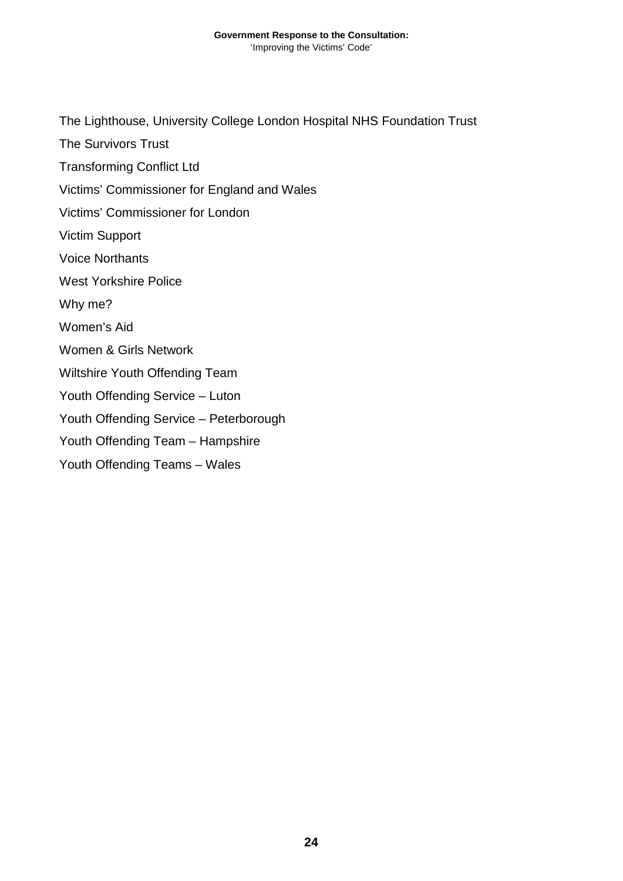The Lighthouse, University College London Hospital NHS Foundation Trust

The Survivors Trust

Transforming Conflict Ltd

Victims' Commissioner for England and Wales

Victims' Commissioner for London

Victim Support

Voice Northants

West Yorkshire Police

Why me?

Women's Aid

Women & Girls Network

Wiltshire Youth Offending Team

Youth Offending Service – Luton

Youth Offending Service – Peterborough

Youth Offending Team – Hampshire

Youth Offending Teams – Wales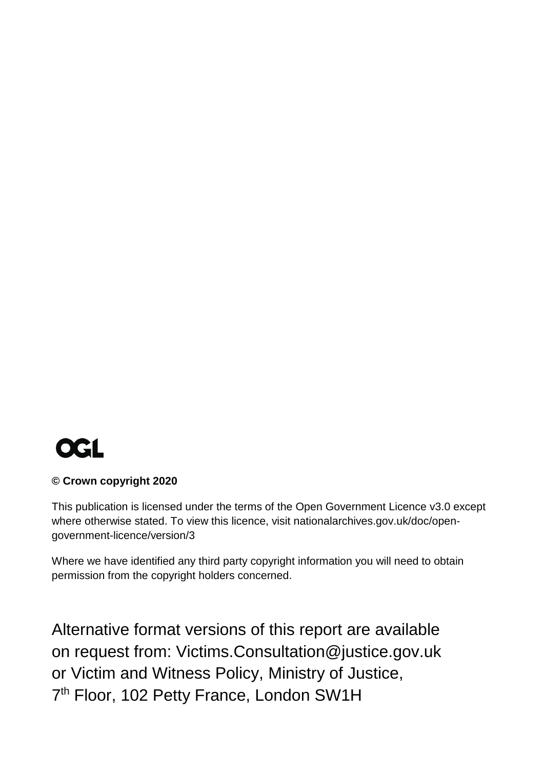OGL

**© Crown copyright 2020**

This publication is licensed under the terms of the Open Government Licence v3.0 except where otherwise stated. To view this licence, visit nationalarchives.gov.uk/doc/open-government-licence/version/3

Where we have identified any third party copyright information you will need to obtain permission from the copyright holders concerned.

Alternative format versions of this report are available on request from: Victims.Consultation@justice.gov.uk or Victim and Witness Policy, Ministry of Justice, 7th Floor, 102 Petty France, London SW1H